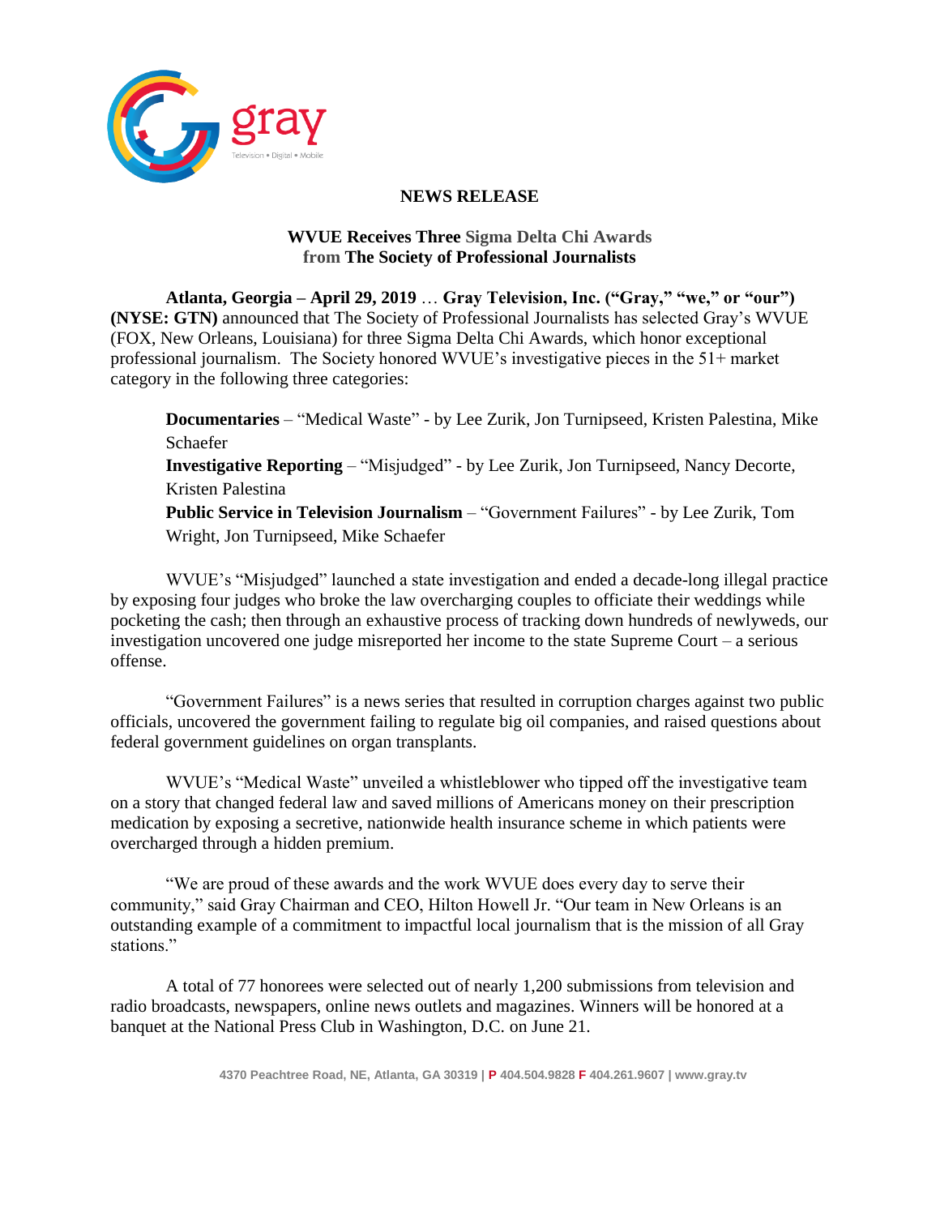## NEWS RELEASE

### WVUE Receives Three Sigma Delta Chi Awards from The Society of Professional Journalists

**Atlanta, Georgia – April 29, 2019** … **Gray Television, Inc. ("Gray," "we," or "our") (NYSE: GTN)** announced that The Society of Professional Journalists has selected Gray's WVUE (FOX, New Orleans, Louisiana) for three Sigma Delta Chi Awards, which honor exceptional professional journalism. The Society honored WVUE's investigative pieces in the 51+ market category in the following three categories:

**Documentaries** – "Medical Waste" - by Lee Zurik, Jon Turnipseed, Kristen Palestina, Mike Schaefer
**Investigative Reporting** – "Misjudged" - by Lee Zurik, Jon Turnipseed, Nancy Decorte, Kristen Palestina
**Public Service in Television Journalism** – "Government Failures" - by Lee Zurik, Tom Wright, Jon Turnipseed, Mike Schaefer

WVUE's "Misjudged" launched a state investigation and ended a decade-long illegal practice by exposing four judges who broke the law overcharging couples to officiate their weddings while pocketing the cash; then through an exhaustive process of tracking down hundreds of newlyweds, our investigation uncovered one judge misreported her income to the state Supreme Court – a serious offense.

"Government Failures" is a news series that resulted in corruption charges against two public officials, uncovered the government failing to regulate big oil companies, and raised questions about federal government guidelines on organ transplants.

WVUE's "Medical Waste" unveiled a whistleblower who tipped off the investigative team on a story that changed federal law and saved millions of Americans money on their prescription medication by exposing a secretive, nationwide health insurance scheme in which patients were overcharged through a hidden premium.

"We are proud of these awards and the work WVUE does every day to serve their community," said Gray Chairman and CEO, Hilton Howell Jr. "Our team in New Orleans is an outstanding example of a commitment to impactful local journalism that is the mission of all Gray stations."

A total of 77 honorees were selected out of nearly 1,200 submissions from television and radio broadcasts, newspapers, online news outlets and magazines. Winners will be honored at a banquet at the National Press Club in Washington, D.C. on June 21.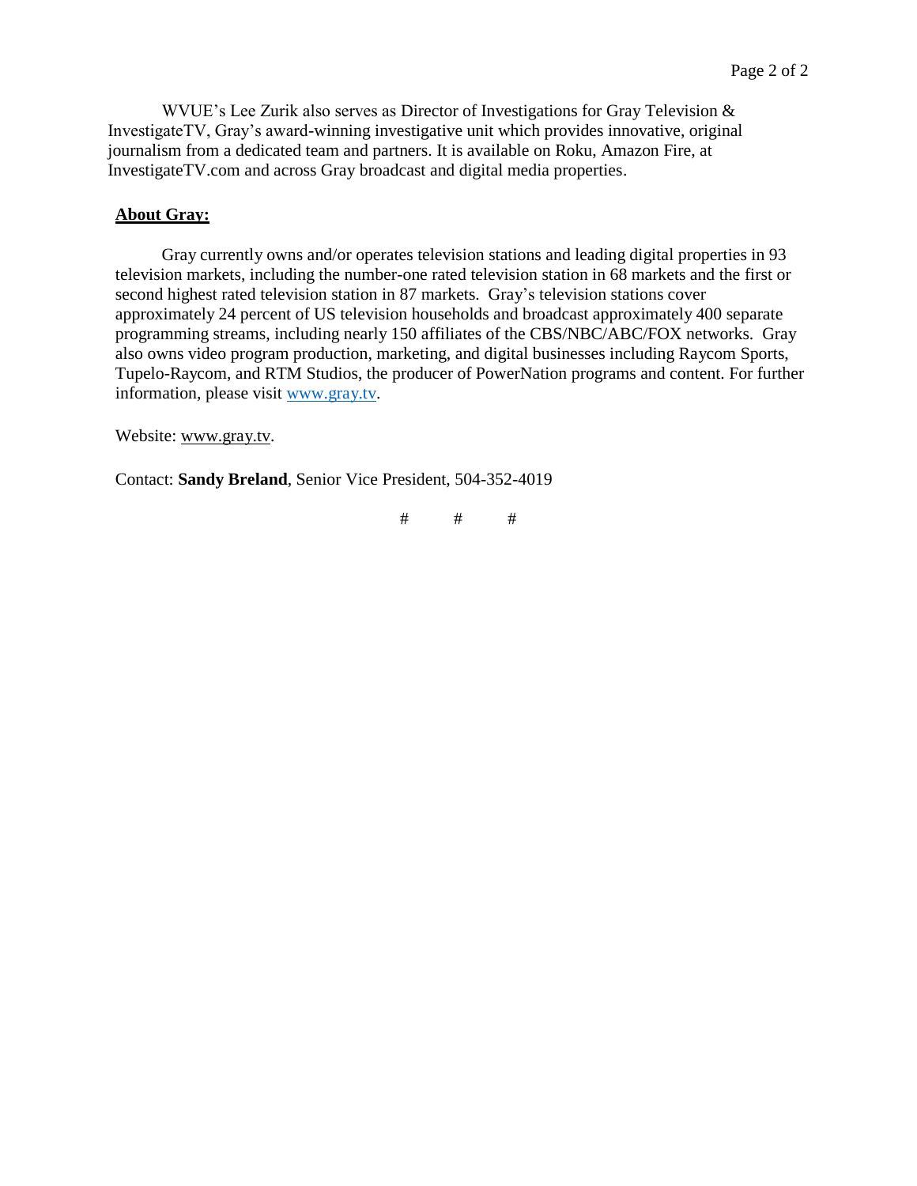WVUE's Lee Zurik also serves as Director of Investigations for Gray Television & InvestigateTV, Gray's award-winning investigative unit which provides innovative, original journalism from a dedicated team and partners. It is available on Roku, Amazon Fire, at InvestigateTV.com and across Gray broadcast and digital media properties.

**About Gray:**

Gray currently owns and/or operates television stations and leading digital properties in 93 television markets, including the number-one rated television station in 68 markets and the first or second highest rated television station in 87 markets. Gray's television stations cover approximately 24 percent of US television households and broadcast approximately 400 separate programming streams, including nearly 150 affiliates of the CBS/NBC/ABC/FOX networks. Gray also owns video program production, marketing, and digital businesses including Raycom Sports, Tupelo-Raycom, and RTM Studios, the producer of PowerNation programs and content. For further information, please visit www.gray.tv.

Website: www.gray.tv.

Contact: **Sandy Breland**, Senior Vice President, 504-352-4019

# # #